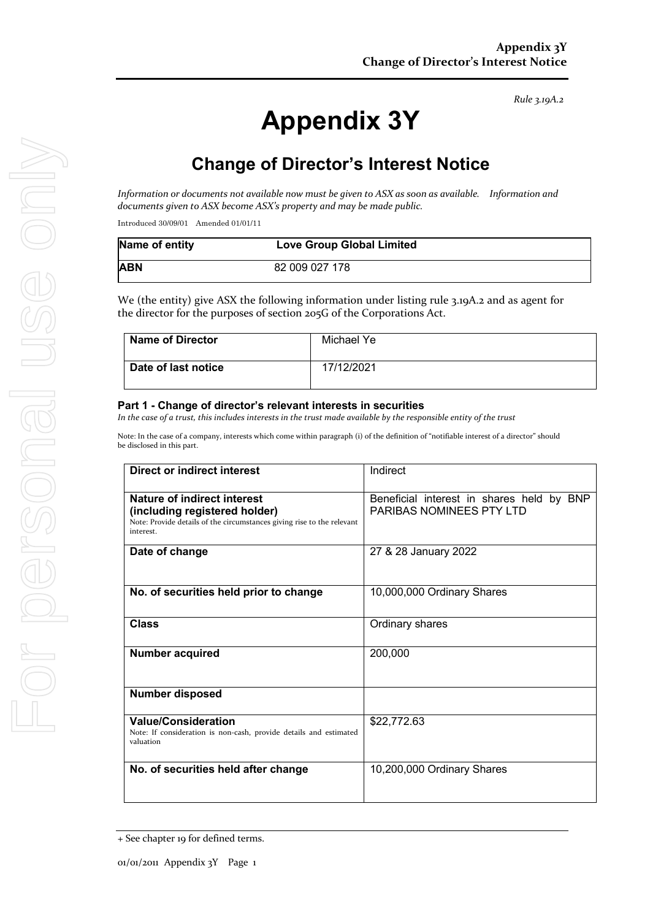*Rule 3.19A.2*

# Appendix 3Y

## Change of Director's Interest Notice

*Information or documents not available now must be given to ASX as soon as available. Information and documents given to ASX become ASX's property and may be made public.*

Introduced 30/09/01 Amended 01/01/11

| **Name of entity** | **Love Group Global Limited** |
|---|---|
| **ABN** | 82 009 027 178 |

We (the entity) give ASX the following information under listing rule 3.19A.2 and as agent for the director for the purposes of section 205G of the Corporations Act.

| **Name of Director** | Michael Ye |
|---|---|
| **Date of last notice** | 17/12/2021 |

### Part 1 - Change of director's relevant interests in securities

*In the case of a trust, this includes interests in the trust made available by the responsible entity of the trust*

Note: In the case of a company, interests which come within paragraph (i) of the definition of "notifiable interest of a director" should be disclosed in this part.

| **Direct or indirect interest** | Indirect |
|---|---|
| **Nature of indirect interest (including registered holder)** Note: Provide details of the circumstances giving rise to the relevant interest. | Beneficial interest in shares held by BNP PARIBAS NOMINEES PTY LTD |
| **Date of change** | 27 & 28 January 2022 |
| **No. of securities held prior to change** | 10,000,000 Ordinary Shares |
| **Class** | Ordinary shares |
| **Number acquired** | 200,000 |
| **Number disposed** | |
| **Value/Consideration** Note: If consideration is non-cash, provide details and estimated valuation | $22,772.63 |
| **No. of securities held after change** | 10,200,000 Ordinary Shares |

+ See chapter 19 for defined terms.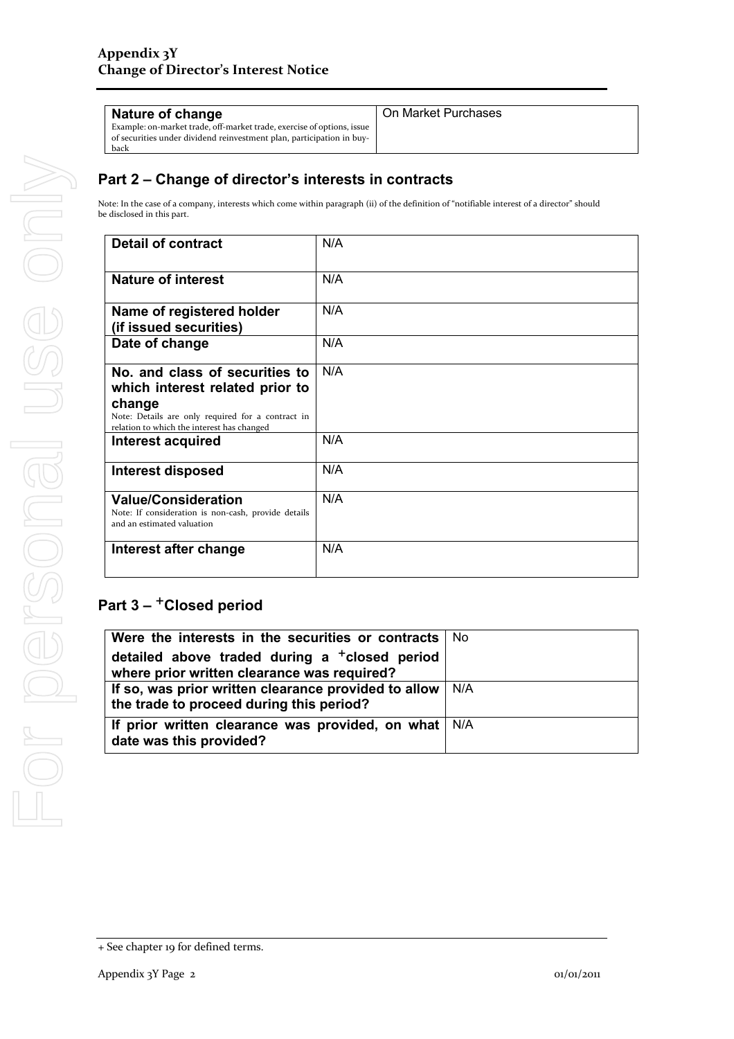| | |
|---|---|
| **Nature of change**<br>Example: on-market trade, off-market trade, exercise of options, issue of securities under dividend reinvestment plan, participation in buy-back | On Market Purchases |

## Part 2 – Change of director's interests in contracts

Note: In the case of a company, interests which come within paragraph (ii) of the definition of "notifiable interest of a director" should be disclosed in this part.

| | |
|---|---|
| **Detail of contract** | N/A |
| **Nature of interest** | N/A |
| **Name of registered holder (if issued securities)** | N/A |
| **Date of change** | N/A |
| **No. and class of securities to which interest related prior to change**<br>Note: Details are only required for a contract in relation to which the interest has changed | N/A |
| **Interest acquired** | N/A |
| **Interest disposed** | N/A |
| **Value/Consideration**<br>Note: If consideration is non-cash, provide details and an estimated valuation | N/A |
| **Interest after change** | N/A |

## Part 3 – +Closed period

| | |
|---|---|
| **Were the interests in the securities or contracts detailed above traded during a +closed period where prior written clearance was required?** | No |
| **If so, was prior written clearance provided to allow the trade to proceed during this period?** | N/A |
| **If prior written clearance was provided, on what date was this provided?** | N/A |

+ See chapter 19 for defined terms.